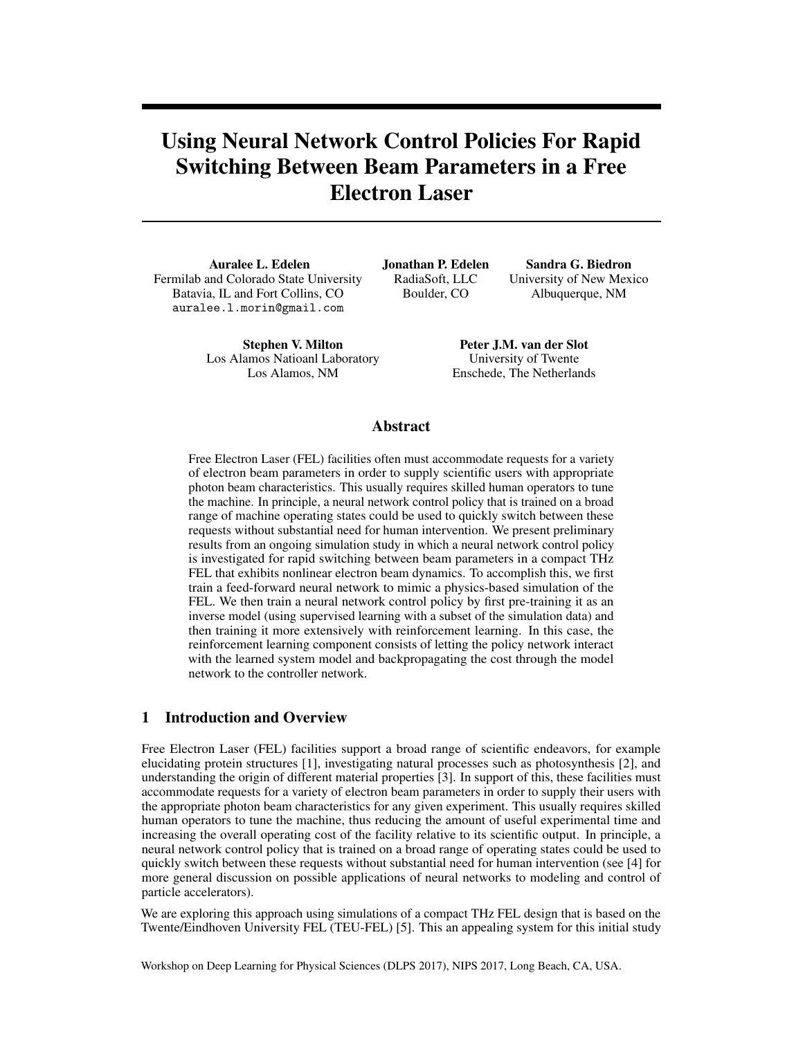# Using Neural Network Control Policies For Rapid Switching Between Beam Parameters in a Free Electron Laser

**Auralee L. Edelen**
Fermilab and Colorado State University
Batavia, IL and Fort Collins, CO
auralee.l.morin@gmail.com

**Jonathan P. Edelen**
RadiaSoft, LLC
Boulder, CO

**Sandra G. Biedron**
University of New Mexico
Albuquerque, NM

**Stephen V. Milton**
Los Alamos Natioanl Laboratory
Los Alamos, NM

**Peter J.M. van der Slot**
University of Twente
Enschede, The Netherlands

## Abstract

Free Electron Laser (FEL) facilities often must accommodate requests for a variety of electron beam parameters in order to supply scientific users with appropriate photon beam characteristics. This usually requires skilled human operators to tune the machine. In principle, a neural network control policy that is trained on a broad range of machine operating states could be used to quickly switch between these requests without substantial need for human intervention. We present preliminary results from an ongoing simulation study in which a neural network control policy is investigated for rapid switching between beam parameters in a compact THz FEL that exhibits nonlinear electron beam dynamics. To accomplish this, we first train a feed-forward neural network to mimic a physics-based simulation of the FEL. We then train a neural network control policy by first pre-training it as an inverse model (using supervised learning with a subset of the simulation data) and then training it more extensively with reinforcement learning. In this case, the reinforcement learning component consists of letting the policy network interact with the learned system model and backpropagating the cost through the model network to the controller network.

## 1 Introduction and Overview

Free Electron Laser (FEL) facilities support a broad range of scientific endeavors, for example elucidating protein structures [1], investigating natural processes such as photosynthesis [2], and understanding the origin of different material properties [3]. In support of this, these facilities must accommodate requests for a variety of electron beam parameters in order to supply their users with the appropriate photon beam characteristics for any given experiment. This usually requires skilled human operators to tune the machine, thus reducing the amount of useful experimental time and increasing the overall operating cost of the facility relative to its scientific output. In principle, a neural network control policy that is trained on a broad range of operating states could be used to quickly switch between these requests without substantial need for human intervention (see [4] for more general discussion on possible applications of neural networks to modeling and control of particle accelerators).

We are exploring this approach using simulations of a compact THz FEL design that is based on the Twente/Eindhoven University FEL (TEU-FEL) [5]. This an appealing system for this initial study

Workshop on Deep Learning for Physical Sciences (DLPS 2017), NIPS 2017, Long Beach, CA, USA.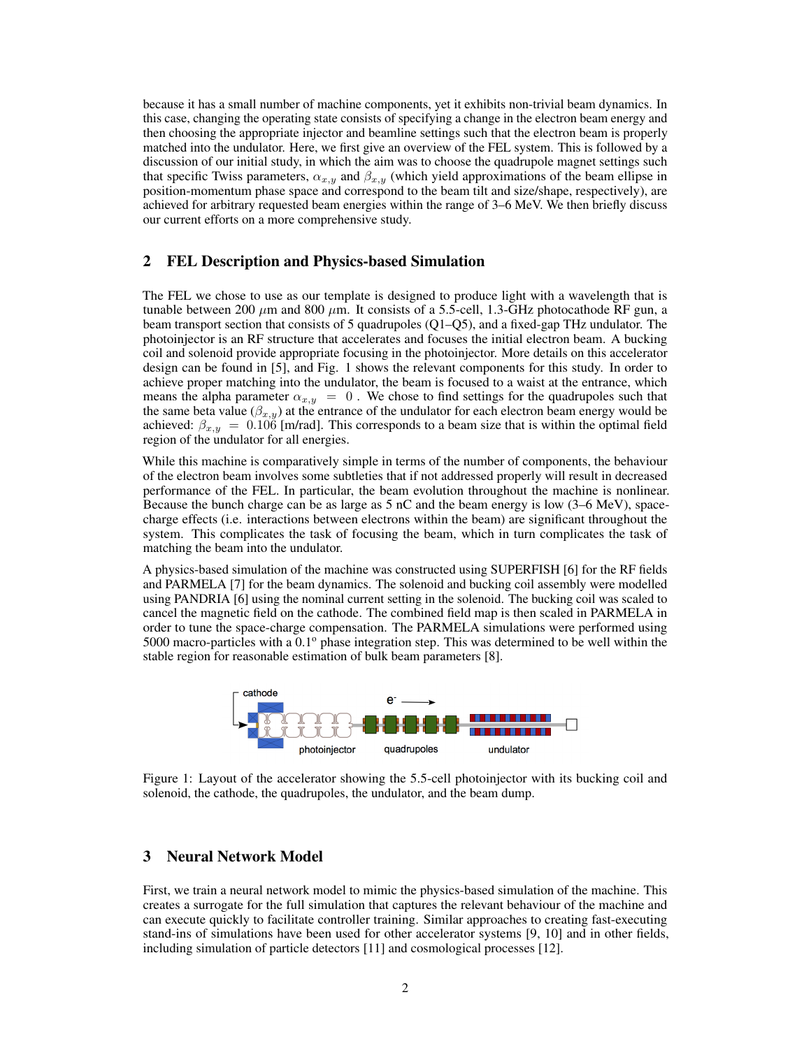because it has a small number of machine components, yet it exhibits non-trivial beam dynamics. In this case, changing the operating state consists of specifying a change in the electron beam energy and then choosing the appropriate injector and beamline settings such that the electron beam is properly matched into the undulator. Here, we first give an overview of the FEL system. This is followed by a discussion of our initial study, in which the aim was to choose the quadrupole magnet settings such that specific Twiss parameters, $\alpha_{x,y}$ and $\beta_{x,y}$ (which yield approximations of the beam ellipse in position-momentum phase space and correspond to the beam tilt and size/shape, respectively), are achieved for arbitrary requested beam energies within the range of 3–6 MeV. We then briefly discuss our current efforts on a more comprehensive study.

## 2 FEL Description and Physics-based Simulation

The FEL we chose to use as our template is designed to produce light with a wavelength that is tunable between 200 $\mu$m and 800 $\mu$m. It consists of a 5.5-cell, 1.3-GHz photocathode RF gun, a beam transport section that consists of 5 quadrupoles (Q1–Q5), and a fixed-gap THz undulator. The photoinjector is an RF structure that accelerates and focuses the initial electron beam. A bucking coil and solenoid provide appropriate focusing in the photoinjector. More details on this accelerator design can be found in [5], and Fig. 1 shows the relevant components for this study. In order to achieve proper matching into the undulator, the beam is focused to a waist at the entrance, which means the alpha parameter $\alpha_{x,y} = 0$ . We chose to find settings for the quadrupoles such that the same beta value ($\beta_{x,y}$) at the entrance of the undulator for each electron beam energy would be achieved: $\beta_{x,y} = 0.106$ [m/rad]. This corresponds to a beam size that is within the optimal field region of the undulator for all energies.

While this machine is comparatively simple in terms of the number of components, the behaviour of the electron beam involves some subtleties that if not addressed properly will result in decreased performance of the FEL. In particular, the beam evolution throughout the machine is nonlinear. Because the bunch charge can be as large as 5 nC and the beam energy is low (3–6 MeV), space-charge effects (i.e. interactions between electrons within the beam) are significant throughout the system. This complicates the task of focusing the beam, which in turn complicates the task of matching the beam into the undulator.

A physics-based simulation of the machine was constructed using SUPERFISH [6] for the RF fields and PARMELA [7] for the beam dynamics. The solenoid and bucking coil assembly were modelled using PANDRIA [6] using the nominal current setting in the solenoid. The bucking coil was scaled to cancel the magnetic field on the cathode. The combined field map is then scaled in PARMELA in order to tune the space-charge compensation. The PARMELA simulations were performed using 5000 macro-particles with a $0.1^{o}$ phase integration step. This was determined to be well within the stable region for reasonable estimation of bulk beam parameters [8].

Figure 1: Layout of the accelerator showing the 5.5-cell photoinjector with its bucking coil and solenoid, the cathode, the quadrupoles, the undulator, and the beam dump.

## 3 Neural Network Model

First, we train a neural network model to mimic the physics-based simulation of the machine. This creates a surrogate for the full simulation that captures the relevant behaviour of the machine and can execute quickly to facilitate controller training. Similar approaches to creating fast-executing stand-ins of simulations have been used for other accelerator systems [9, 10] and in other fields, including simulation of particle detectors [11] and cosmological processes [12].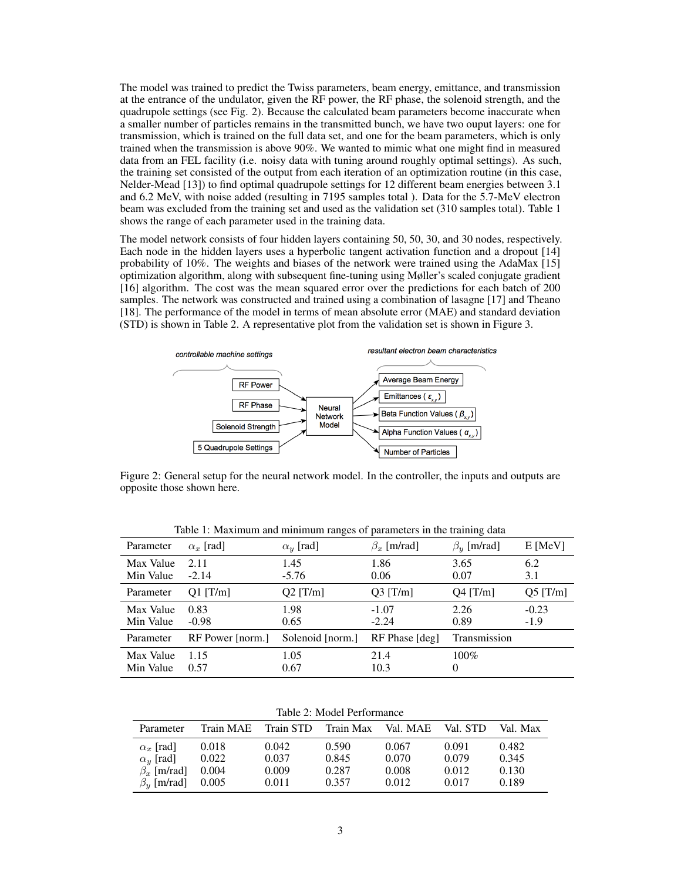The model was trained to predict the Twiss parameters, beam energy, emittance, and transmission at the entrance of the undulator, given the RF power, the RF phase, the solenoid strength, and the quadrupole settings (see Fig. 2). Because the calculated beam parameters become inaccurate when a smaller number of particles remains in the transmitted bunch, we have two ouput layers: one for transmission, which is trained on the full data set, and one for the beam parameters, which is only trained when the transmission is above 90%. We wanted to mimic what one might find in measured data from an FEL facility (i.e. noisy data with tuning around roughly optimal settings). As such, the training set consisted of the output from each iteration of an optimization routine (in this case, Nelder-Mead [13]) to find optimal quadrupole settings for 12 different beam energies between 3.1 and 6.2 MeV, with noise added (resulting in 7195 samples total ). Data for the 5.7-MeV electron beam was excluded from the training set and used as the validation set (310 samples total). Table 1 shows the range of each parameter used in the training data.

The model network consists of four hidden layers containing 50, 50, 30, and 30 nodes, respectively. Each node in the hidden layers uses a hyperbolic tangent activation function and a dropout [14] probability of 10%. The weights and biases of the network were trained using the AdaMax [15] optimization algorithm, along with subsequent fine-tuning using Møller's scaled conjugate gradient [16] algorithm. The cost was the mean squared error over the predictions for each batch of 200 samples. The network was constructed and trained using a combination of lasagne [17] and Theano [18]. The performance of the model in terms of mean absolute error (MAE) and standard deviation (STD) is shown in Table 2. A representative plot from the validation set is shown in Figure 3.

*controllable machine settings*: RF Power, RF Phase, Solenoid Strength, 5 Quadrupole Settings → Neural Network Model → *resultant electron beam characteristics*: Average Beam Energy, Emittances ($\epsilon_{x,y}$), Beta Function Values ($\beta_{x,y}$), Alpha Function Values ($\alpha_{x,y}$), Number of Particles

Figure 2: General setup for the neural network model. In the controller, the inputs and outputs are opposite those shown here.

Table 1: Maximum and minimum ranges of parameters in the training data

| Parameter | $\alpha_x$ [rad] | $\alpha_y$ [rad] | $\beta_x$ [m/rad] | $\beta_y$ [m/rad] | E [MeV] |
|---|---|---|---|---|---|
| Max Value | 2.11 | 1.45 | 1.86 | 3.65 | 6.2 |
| Min Value | -2.14 | -5.76 | 0.06 | 0.07 | 3.1 |
| **Parameter** | **Q1 [T/m]** | **Q2 [T/m]** | **Q3 [T/m]** | **Q4 [T/m]** | **Q5 [T/m]** |
| Max Value | 0.83 | 1.98 | -1.07 | 2.26 | -0.23 |
| Min Value | -0.98 | 0.65 | -2.24 | 0.89 | -1.9 |
| **Parameter** | **RF Power [norm.]** | **Solenoid [norm.]** | **RF Phase [deg]** | **Transmission** | |
| Max Value | 1.15 | 1.05 | 21.4 | 100% | |
| Min Value | 0.57 | 0.67 | 10.3 | 0 | |

Table 2: Model Performance

| Parameter | Train MAE | Train STD | Train Max | Val. MAE | Val. STD | Val. Max |
|---|---|---|---|---|---|---|
| $\alpha_x$ [rad] | 0.018 | 0.042 | 0.590 | 0.067 | 0.091 | 0.482 |
| $\alpha_y$ [rad] | 0.022 | 0.037 | 0.845 | 0.070 | 0.079 | 0.345 |
| $\beta_x$ [m/rad] | 0.004 | 0.009 | 0.287 | 0.008 | 0.012 | 0.130 |
| $\beta_y$ [m/rad] | 0.005 | 0.011 | 0.357 | 0.012 | 0.017 | 0.189 |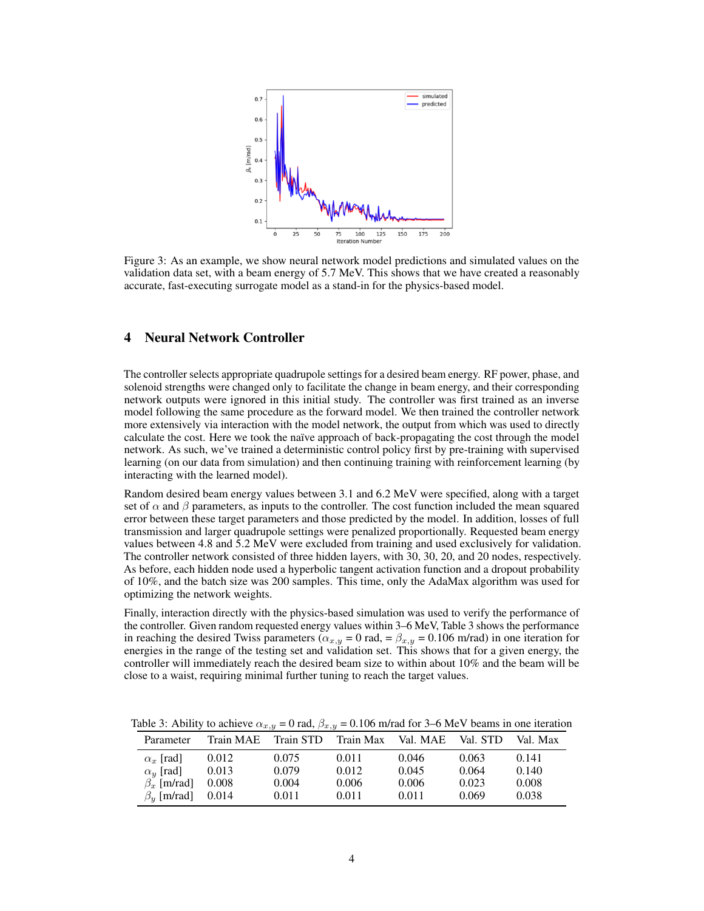Figure 3: As an example, we show neural network model predictions and simulated values on the validation data set, with a beam energy of 5.7 MeV. This shows that we have created a reasonably accurate, fast-executing surrogate model as a stand-in for the physics-based model.

## 4 Neural Network Controller

The controller selects appropriate quadrupole settings for a desired beam energy. RF power, phase, and solenoid strengths were changed only to facilitate the change in beam energy, and their corresponding network outputs were ignored in this initial study. The controller was first trained as an inverse model following the same procedure as the forward model. We then trained the controller network more extensively via interaction with the model network, the output from which was used to directly calculate the cost. Here we took the naïve approach of back-propagating the cost through the model network. As such, we've trained a deterministic control policy first by pre-training with supervised learning (on our data from simulation) and then continuing training with reinforcement learning (by interacting with the learned model).

Random desired beam energy values between 3.1 and 6.2 MeV were specified, along with a target set of $\alpha$ and $\beta$ parameters, as inputs to the controller. The cost function included the mean squared error between these target parameters and those predicted by the model. In addition, losses of full transmission and larger quadrupole settings were penalized proportionally. Requested beam energy values between 4.8 and 5.2 MeV were excluded from training and used exclusively for validation. The controller network consisted of three hidden layers, with 30, 30, 20, and 20 nodes, respectively. As before, each hidden node used a hyperbolic tangent activation function and a dropout probability of 10%, and the batch size was 200 samples. This time, only the AdaMax algorithm was used for optimizing the network weights.

Finally, interaction directly with the physics-based simulation was used to verify the performance of the controller. Given random requested energy values within 3–6 MeV, Table 3 shows the performance in reaching the desired Twiss parameters ($\alpha_{x,y}$ = 0 rad, = $\beta_{x,y}$ = 0.106 m/rad) in one iteration for energies in the range of the testing set and validation set. This shows that for a given energy, the controller will immediately reach the desired beam size to within about 10% and the beam will be close to a waist, requiring minimal further tuning to reach the target values.

Table 3: Ability to achieve $\alpha_{x,y}$ = 0 rad, $\beta_{x,y}$ = 0.106 m/rad for 3–6 MeV beams in one iteration

| Parameter | Train MAE | Train STD | Train Max | Val. MAE | Val. STD | Val. Max |
|---|---|---|---|---|---|---|
| $\alpha_x$ [rad] | 0.012 | 0.075 | 0.011 | 0.046 | 0.063 | 0.141 |
| $\alpha_y$ [rad] | 0.013 | 0.079 | 0.012 | 0.045 | 0.064 | 0.140 |
| $\beta_x$ [m/rad] | 0.008 | 0.004 | 0.006 | 0.006 | 0.023 | 0.008 |
| $\beta_y$ [m/rad] | 0.014 | 0.011 | 0.011 | 0.011 | 0.069 | 0.038 |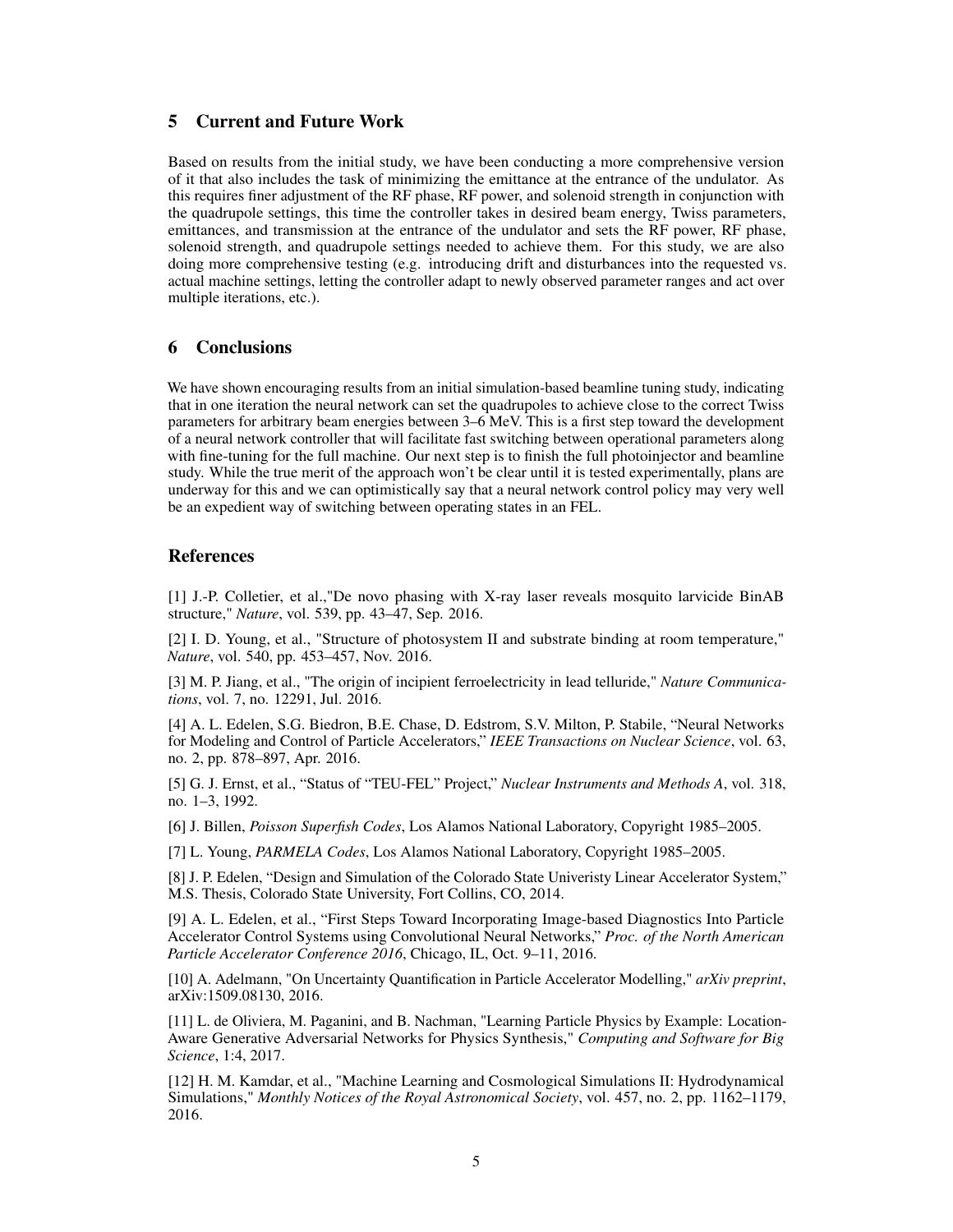## 5 Current and Future Work

Based on results from the initial study, we have been conducting a more comprehensive version of it that also includes the task of minimizing the emittance at the entrance of the undulator. As this requires finer adjustment of the RF phase, RF power, and solenoid strength in conjunction with the quadrupole settings, this time the controller takes in desired beam energy, Twiss parameters, emittances, and transmission at the entrance of the undulator and sets the RF power, RF phase, solenoid strength, and quadrupole settings needed to achieve them. For this study, we are also doing more comprehensive testing (e.g. introducing drift and disturbances into the requested vs. actual machine settings, letting the controller adapt to newly observed parameter ranges and act over multiple iterations, etc.).

## 6 Conclusions

We have shown encouraging results from an initial simulation-based beamline tuning study, indicating that in one iteration the neural network can set the quadrupoles to achieve close to the correct Twiss parameters for arbitrary beam energies between 3–6 MeV. This is a first step toward the development of a neural network controller that will facilitate fast switching between operational parameters along with fine-tuning for the full machine. Our next step is to finish the full photoinjector and beamline study. While the true merit of the approach won't be clear until it is tested experimentally, plans are underway for this and we can optimistically say that a neural network control policy may very well be an expedient way of switching between operating states in an FEL.

## References

[1] J.-P. Colletier, et al.,"De novo phasing with X-ray laser reveals mosquito larvicide BinAB structure," *Nature*, vol. 539, pp. 43–47, Sep. 2016.

[2] I. D. Young, et al., "Structure of photosystem II and substrate binding at room temperature," *Nature*, vol. 540, pp. 453–457, Nov. 2016.

[3] M. P. Jiang, et al., "The origin of incipient ferroelectricity in lead telluride," *Nature Communications*, vol. 7, no. 12291, Jul. 2016.

[4] A. L. Edelen, S.G. Biedron, B.E. Chase, D. Edstrom, S.V. Milton, P. Stabile, "Neural Networks for Modeling and Control of Particle Accelerators," *IEEE Transactions on Nuclear Science*, vol. 63, no. 2, pp. 878–897, Apr. 2016.

[5] G. J. Ernst, et al., "Status of "TEU-FEL" Project," *Nuclear Instruments and Methods A*, vol. 318, no. 1–3, 1992.

[6] J. Billen, *Poisson Superfish Codes*, Los Alamos National Laboratory, Copyright 1985–2005.

[7] L. Young, *PARMELA Codes*, Los Alamos National Laboratory, Copyright 1985–2005.

[8] J. P. Edelen, "Design and Simulation of the Colorado State Univeristy Linear Accelerator System," M.S. Thesis, Colorado State University, Fort Collins, CO, 2014.

[9] A. L. Edelen, et al., "First Steps Toward Incorporating Image-based Diagnostics Into Particle Accelerator Control Systems using Convolutional Neural Networks," *Proc. of the North American Particle Accelerator Conference 2016*, Chicago, IL, Oct. 9–11, 2016.

[10] A. Adelmann, "On Uncertainty Quantification in Particle Accelerator Modelling," *arXiv preprint*, arXiv:1509.08130, 2016.

[11] L. de Oliviera, M. Paganini, and B. Nachman, "Learning Particle Physics by Example: Location-Aware Generative Adversarial Networks for Physics Synthesis," *Computing and Software for Big Science*, 1:4, 2017.

[12] H. M. Kamdar, et al., "Machine Learning and Cosmological Simulations II: Hydrodynamical Simulations," *Monthly Notices of the Royal Astronomical Society*, vol. 457, no. 2, pp. 1162–1179, 2016.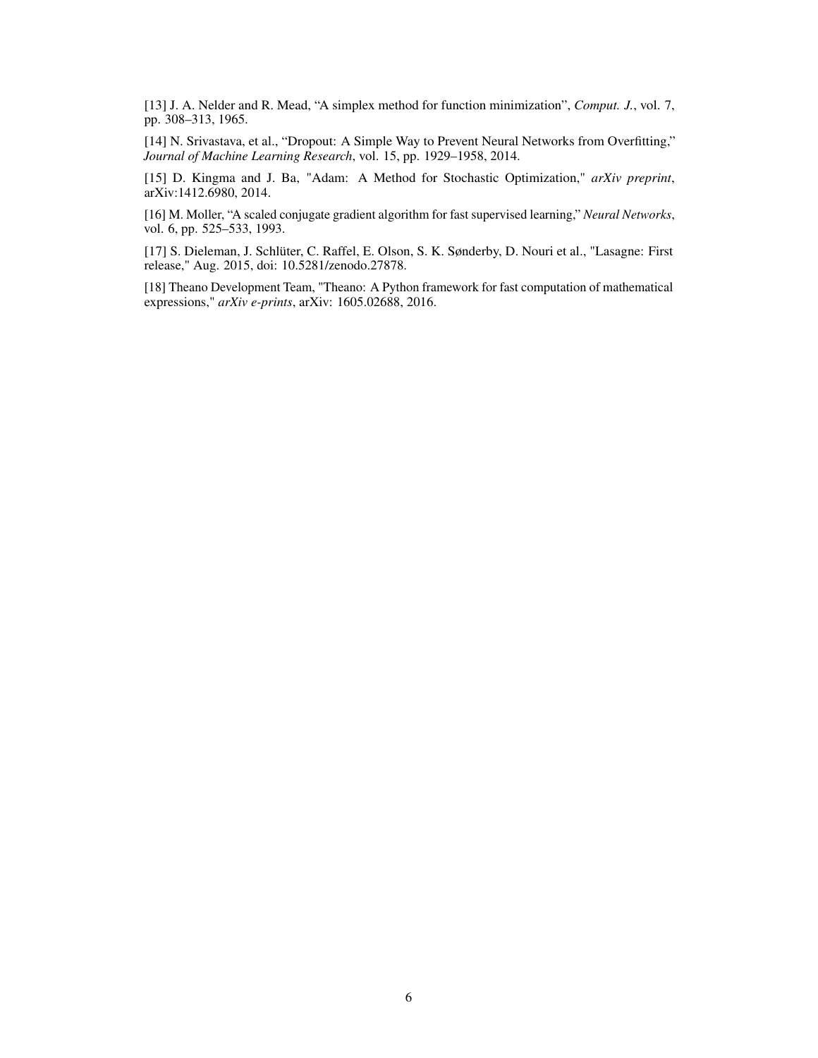[13] J. A. Nelder and R. Mead, “A simplex method for function minimization”, *Comput. J.*, vol. 7, pp. 308–313, 1965.

[14] N. Srivastava, et al., “Dropout: A Simple Way to Prevent Neural Networks from Overfitting,” *Journal of Machine Learning Research*, vol. 15, pp. 1929–1958, 2014.

[15] D. Kingma and J. Ba, "Adam: A Method for Stochastic Optimization," *arXiv preprint*, arXiv:1412.6980, 2014.

[16] M. Moller, “A scaled conjugate gradient algorithm for fast supervised learning,” *Neural Networks*, vol. 6, pp. 525–533, 1993.

[17] S. Dieleman, J. Schlüter, C. Raffel, E. Olson, S. K. Sønderby, D. Nouri et al., "Lasagne: First release," Aug. 2015, doi: 10.5281/zenodo.27878.

[18] Theano Development Team, "Theano: A Python framework for fast computation of mathematical expressions," *arXiv e-prints*, arXiv: 1605.02688, 2016.